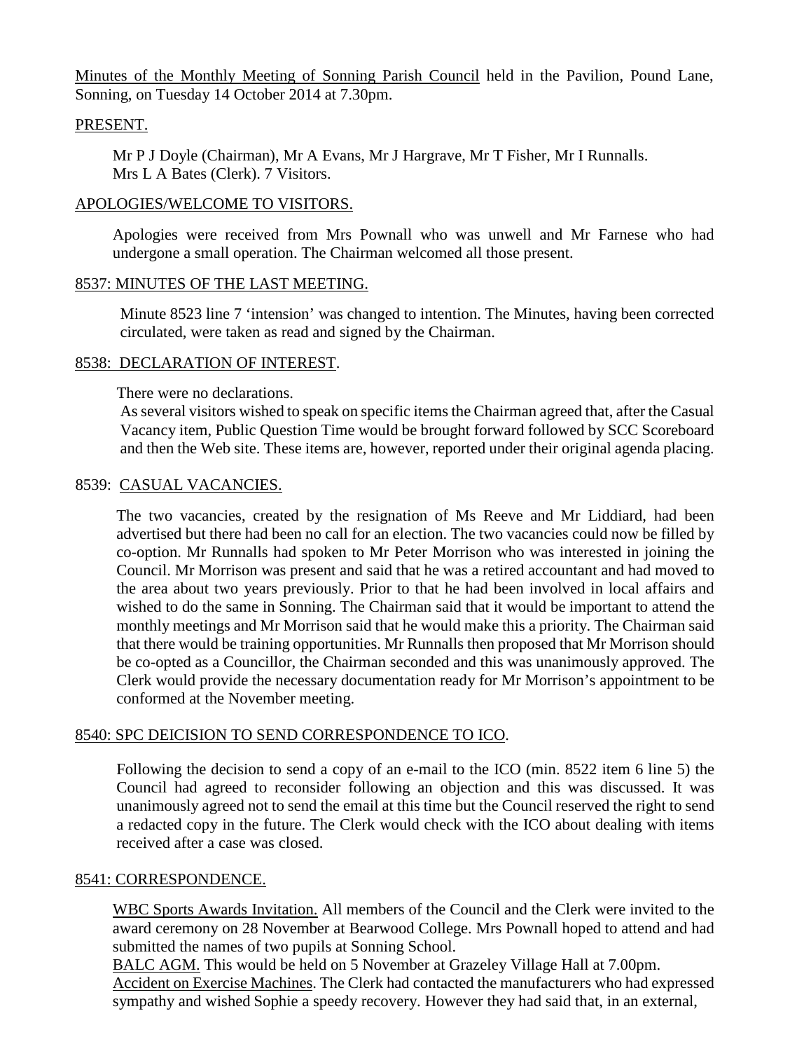Minutes of the Monthly Meeting of Sonning Parish Council held in the Pavilion, Pound Lane, Sonning, on Tuesday 14 October 2014 at 7.30pm.

## PRESENT.

Mr P J Doyle (Chairman), Mr A Evans, Mr J Hargrave, Mr T Fisher, Mr I Runnalls.
Mrs L A Bates (Clerk). 7 Visitors.

## APOLOGIES/WELCOME TO VISITORS.

Apologies were received from Mrs Pownall who was unwell and Mr Farnese who had undergone a small operation. The Chairman welcomed all those present.

## 8537: MINUTES OF THE LAST MEETING.

Minute 8523 line 7 'intension' was changed to intention. The Minutes, having been corrected circulated, were taken as read and signed by the Chairman.

## 8538: DECLARATION OF INTEREST.

There were no declarations.
As several visitors wished to speak on specific items the Chairman agreed that, after the Casual Vacancy item, Public Question Time would be brought forward followed by SCC Scoreboard and then the Web site. These items are, however, reported under their original agenda placing.

## 8539: CASUAL VACANCIES.

The two vacancies, created by the resignation of Ms Reeve and Mr Liddiard, had been advertised but there had been no call for an election. The two vacancies could now be filled by co-option. Mr Runnalls had spoken to Mr Peter Morrison who was interested in joining the Council. Mr Morrison was present and said that he was a retired accountant and had moved to the area about two years previously. Prior to that he had been involved in local affairs and wished to do the same in Sonning. The Chairman said that it would be important to attend the monthly meetings and Mr Morrison said that he would make this a priority. The Chairman said that there would be training opportunities. Mr Runnalls then proposed that Mr Morrison should be co-opted as a Councillor, the Chairman seconded and this was unanimously approved. The Clerk would provide the necessary documentation ready for Mr Morrison's appointment to be conformed at the November meeting.

## 8540: SPC DEICISION TO SEND CORRESPONDENCE TO ICO.

Following the decision to send a copy of an e-mail to the ICO (min. 8522 item 6 line 5) the Council had agreed to reconsider following an objection and this was discussed. It was unanimously agreed not to send the email at this time but the Council reserved the right to send a redacted copy in the future. The Clerk would check with the ICO about dealing with items received after a case was closed.

## 8541: CORRESPONDENCE.

WBC Sports Awards Invitation. All members of the Council and the Clerk were invited to the award ceremony on 28 November at Bearwood College. Mrs Pownall hoped to attend and had submitted the names of two pupils at Sonning School.
BALC AGM. This would be held on 5 November at Grazeley Village Hall at 7.00pm.
Accident on Exercise Machines. The Clerk had contacted the manufacturers who had expressed sympathy and wished Sophie a speedy recovery. However they had said that, in an external,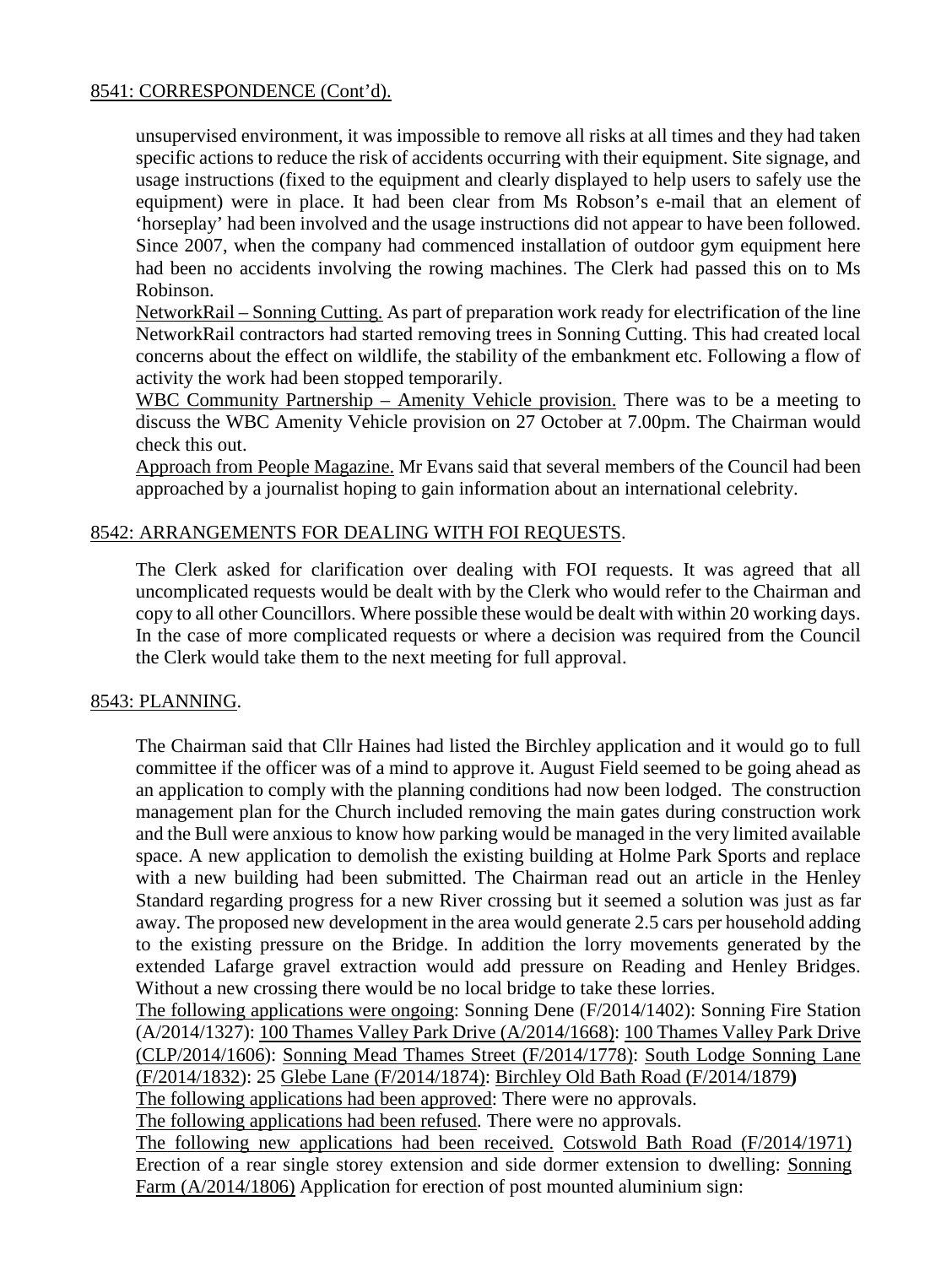## 8541: CORRESPONDENCE (Cont'd).

unsupervised environment, it was impossible to remove all risks at all times and they had taken specific actions to reduce the risk of accidents occurring with their equipment. Site signage, and usage instructions (fixed to the equipment and clearly displayed to help users to safely use the equipment) were in place. It had been clear from Ms Robson's e-mail that an element of 'horseplay' had been involved and the usage instructions did not appear to have been followed. Since 2007, when the company had commenced installation of outdoor gym equipment here had been no accidents involving the rowing machines. The Clerk had passed this on to Ms Robinson.

NetworkRail – Sonning Cutting. As part of preparation work ready for electrification of the line NetworkRail contractors had started removing trees in Sonning Cutting. This had created local concerns about the effect on wildlife, the stability of the embankment etc. Following a flow of activity the work had been stopped temporarily.

WBC Community Partnership – Amenity Vehicle provision. There was to be a meeting to discuss the WBC Amenity Vehicle provision on 27 October at 7.00pm. The Chairman would check this out.

Approach from People Magazine. Mr Evans said that several members of the Council had been approached by a journalist hoping to gain information about an international celebrity.

## 8542: ARRANGEMENTS FOR DEALING WITH FOI REQUESTS.

The Clerk asked for clarification over dealing with FOI requests. It was agreed that all uncomplicated requests would be dealt with by the Clerk who would refer to the Chairman and copy to all other Councillors. Where possible these would be dealt with within 20 working days. In the case of more complicated requests or where a decision was required from the Council the Clerk would take them to the next meeting for full approval.

## 8543: PLANNING.

The Chairman said that Cllr Haines had listed the Birchley application and it would go to full committee if the officer was of a mind to approve it. August Field seemed to be going ahead as an application to comply with the planning conditions had now been lodged. The construction management plan for the Church included removing the main gates during construction work and the Bull were anxious to know how parking would be managed in the very limited available space. A new application to demolish the existing building at Holme Park Sports and replace with a new building had been submitted. The Chairman read out an article in the Henley Standard regarding progress for a new River crossing but it seemed a solution was just as far away. The proposed new development in the area would generate 2.5 cars per household adding to the existing pressure on the Bridge. In addition the lorry movements generated by the extended Lafarge gravel extraction would add pressure on Reading and Henley Bridges. Without a new crossing there would be no local bridge to take these lorries.

The following applications were ongoing: Sonning Dene (F/2014/1402): Sonning Fire Station (A/2014/1327): 100 Thames Valley Park Drive (A/2014/1668): 100 Thames Valley Park Drive (CLP/2014/1606): Sonning Mead Thames Street (F/2014/1778): South Lodge Sonning Lane (F/2014/1832): 25 Glebe Lane (F/2014/1874): Birchley Old Bath Road (F/2014/1879**)**

The following applications had been approved: There were no approvals.

The following applications had been refused. There were no approvals.

The following new applications had been received. Cotswold Bath Road (F/2014/1971) Erection of a rear single storey extension and side dormer extension to dwelling: Sonning Farm (A/2014/1806) Application for erection of post mounted aluminium sign: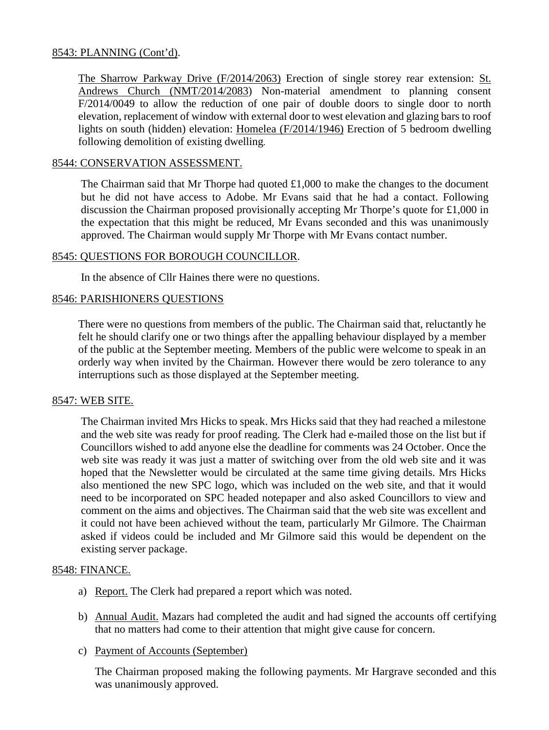8543: PLANNING (Cont'd).

The Sharrow Parkway Drive (F/2014/2063) Erection of single storey rear extension: St. Andrews Church (NMT/2014/2083) Non-material amendment to planning consent F/2014/0049 to allow the reduction of one pair of double doors to single door to north elevation, replacement of window with external door to west elevation and glazing bars to roof lights on south (hidden) elevation: Homelea (F/2014/1946) Erection of 5 bedroom dwelling following demolition of existing dwelling.

8544: CONSERVATION ASSESSMENT.

The Chairman said that Mr Thorpe had quoted £1,000 to make the changes to the document but he did not have access to Adobe. Mr Evans said that he had a contact. Following discussion the Chairman proposed provisionally accepting Mr Thorpe's quote for £1,000 in the expectation that this might be reduced, Mr Evans seconded and this was unanimously approved. The Chairman would supply Mr Thorpe with Mr Evans contact number.

8545: QUESTIONS FOR BOROUGH COUNCILLOR.

In the absence of Cllr Haines there were no questions.

8546: PARISHIONERS QUESTIONS

There were no questions from members of the public. The Chairman said that, reluctantly he felt he should clarify one or two things after the appalling behaviour displayed by a member of the public at the September meeting. Members of the public were welcome to speak in an orderly way when invited by the Chairman. However there would be zero tolerance to any interruptions such as those displayed at the September meeting.

8547: WEB SITE.

The Chairman invited Mrs Hicks to speak. Mrs Hicks said that they had reached a milestone and the web site was ready for proof reading. The Clerk had e-mailed those on the list but if Councillors wished to add anyone else the deadline for comments was 24 October. Once the web site was ready it was just a matter of switching over from the old web site and it was hoped that the Newsletter would be circulated at the same time giving details. Mrs Hicks also mentioned the new SPC logo, which was included on the web site, and that it would need to be incorporated on SPC headed notepaper and also asked Councillors to view and comment on the aims and objectives. The Chairman said that the web site was excellent and it could not have been achieved without the team, particularly Mr Gilmore. The Chairman asked if videos could be included and Mr Gilmore said this would be dependent on the existing server package.

8548: FINANCE.

a) Report. The Clerk had prepared a report which was noted.

b) Annual Audit. Mazars had completed the audit and had signed the accounts off certifying that no matters had come to their attention that might give cause for concern.

c) Payment of Accounts (September)

The Chairman proposed making the following payments. Mr Hargrave seconded and this was unanimously approved.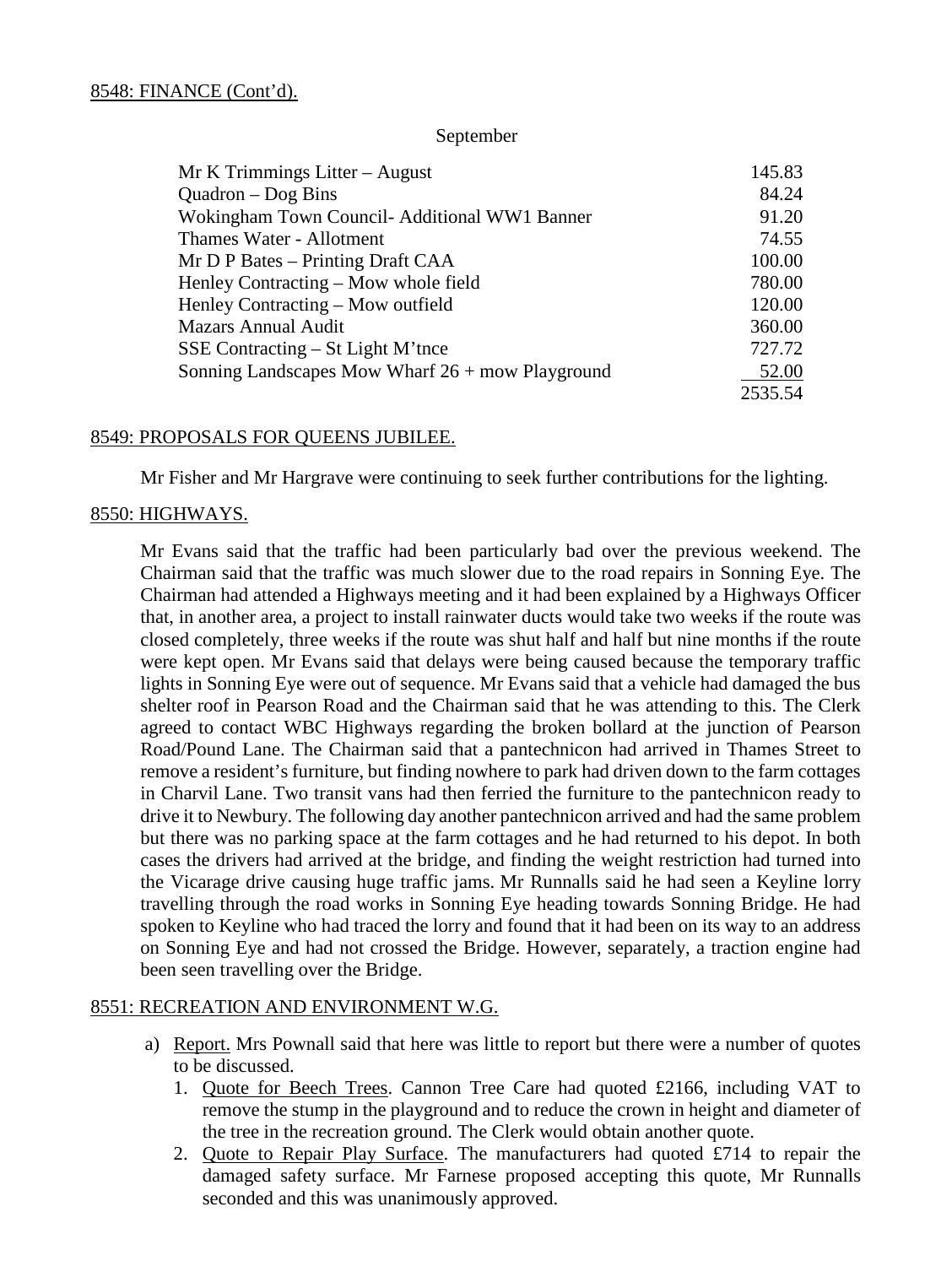8548: FINANCE (Cont'd).

September

| | |
|---|---|
| Mr K Trimmings Litter – August | 145.83 |
| Quadron – Dog Bins | 84.24 |
| Wokingham Town Council- Additional WW1 Banner | 91.20 |
| Thames Water - Allotment | 74.55 |
| Mr D P Bates – Printing Draft CAA | 100.00 |
| Henley Contracting – Mow whole field | 780.00 |
| Henley Contracting – Mow outfield | 120.00 |
| Mazars Annual Audit | 360.00 |
| SSE Contracting – St Light M'tnce | 727.72 |
| Sonning Landscapes Mow Wharf 26 + mow Playground | 52.00 |
| | 2535.54 |

8549: PROPOSALS FOR QUEENS JUBILEE.

Mr Fisher and Mr Hargrave were continuing to seek further contributions for the lighting.

8550: HIGHWAYS.

Mr Evans said that the traffic had been particularly bad over the previous weekend. The Chairman said that the traffic was much slower due to the road repairs in Sonning Eye. The Chairman had attended a Highways meeting and it had been explained by a Highways Officer that, in another area, a project to install rainwater ducts would take two weeks if the route was closed completely, three weeks if the route was shut half and half but nine months if the route were kept open. Mr Evans said that delays were being caused because the temporary traffic lights in Sonning Eye were out of sequence. Mr Evans said that a vehicle had damaged the bus shelter roof in Pearson Road and the Chairman said that he was attending to this. The Clerk agreed to contact WBC Highways regarding the broken bollard at the junction of Pearson Road/Pound Lane. The Chairman said that a pantechnicon had arrived in Thames Street to remove a resident's furniture, but finding nowhere to park had driven down to the farm cottages in Charvil Lane. Two transit vans had then ferried the furniture to the pantechnicon ready to drive it to Newbury. The following day another pantechnicon arrived and had the same problem but there was no parking space at the farm cottages and he had returned to his depot. In both cases the drivers had arrived at the bridge, and finding the weight restriction had turned into the Vicarage drive causing huge traffic jams. Mr Runnalls said he had seen a Keyline lorry travelling through the road works in Sonning Eye heading towards Sonning Bridge. He had spoken to Keyline who had traced the lorry and found that it had been on its way to an address on Sonning Eye and had not crossed the Bridge. However, separately, a traction engine had been seen travelling over the Bridge.

8551: RECREATION AND ENVIRONMENT W.G.

a) Report. Mrs Pownall said that here was little to report but there were a number of quotes to be discussed.
   1. Quote for Beech Trees. Cannon Tree Care had quoted £2166, including VAT to remove the stump in the playground and to reduce the crown in height and diameter of the tree in the recreation ground. The Clerk would obtain another quote.
   2. Quote to Repair Play Surface. The manufacturers had quoted £714 to repair the damaged safety surface. Mr Farnese proposed accepting this quote, Mr Runnalls seconded and this was unanimously approved.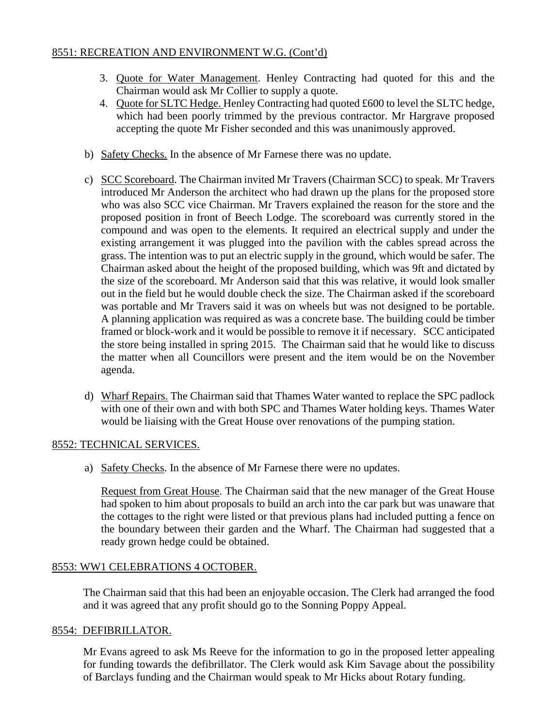8551: RECREATION AND ENVIRONMENT W.G. (Cont'd)

3. Quote for Water Management. Henley Contracting had quoted for this and the Chairman would ask Mr Collier to supply a quote.
4. Quote for SLTC Hedge. Henley Contracting had quoted £600 to level the SLTC hedge, which had been poorly trimmed by the previous contractor. Mr Hargrave proposed accepting the quote Mr Fisher seconded and this was unanimously approved.

b) Safety Checks. In the absence of Mr Farnese there was no update.

c) SCC Scoreboard. The Chairman invited Mr Travers (Chairman SCC) to speak. Mr Travers introduced Mr Anderson the architect who had drawn up the plans for the proposed store who was also SCC vice Chairman. Mr Travers explained the reason for the store and the proposed position in front of Beech Lodge. The scoreboard was currently stored in the compound and was open to the elements. It required an electrical supply and under the existing arrangement it was plugged into the pavilion with the cables spread across the grass. The intention was to put an electric supply in the ground, which would be safer. The Chairman asked about the height of the proposed building, which was 9ft and dictated by the size of the scoreboard. Mr Anderson said that this was relative, it would look smaller out in the field but he would double check the size. The Chairman asked if the scoreboard was portable and Mr Travers said it was on wheels but was not designed to be portable. A planning application was required as was a concrete base. The building could be timber framed or block-work and it would be possible to remove it if necessary. SCC anticipated the store being installed in spring 2015. The Chairman said that he would like to discuss the matter when all Councillors were present and the item would be on the November agenda.

d) Wharf Repairs. The Chairman said that Thames Water wanted to replace the SPC padlock with one of their own and with both SPC and Thames Water holding keys. Thames Water would be liaising with the Great House over renovations of the pumping station.

8552: TECHNICAL SERVICES.

a) Safety Checks. In the absence of Mr Farnese there were no updates.

   Request from Great House. The Chairman said that the new manager of the Great House had spoken to him about proposals to build an arch into the car park but was unaware that the cottages to the right were listed or that previous plans had included putting a fence on the boundary between their garden and the Wharf. The Chairman had suggested that a ready grown hedge could be obtained.

8553: WW1 CELEBRATIONS 4 OCTOBER.

The Chairman said that this had been an enjoyable occasion. The Clerk had arranged the food and it was agreed that any profit should go to the Sonning Poppy Appeal.

8554: DEFIBRILLATOR.

Mr Evans agreed to ask Ms Reeve for the information to go in the proposed letter appealing for funding towards the defibrillator. The Clerk would ask Kim Savage about the possibility of Barclays funding and the Chairman would speak to Mr Hicks about Rotary funding.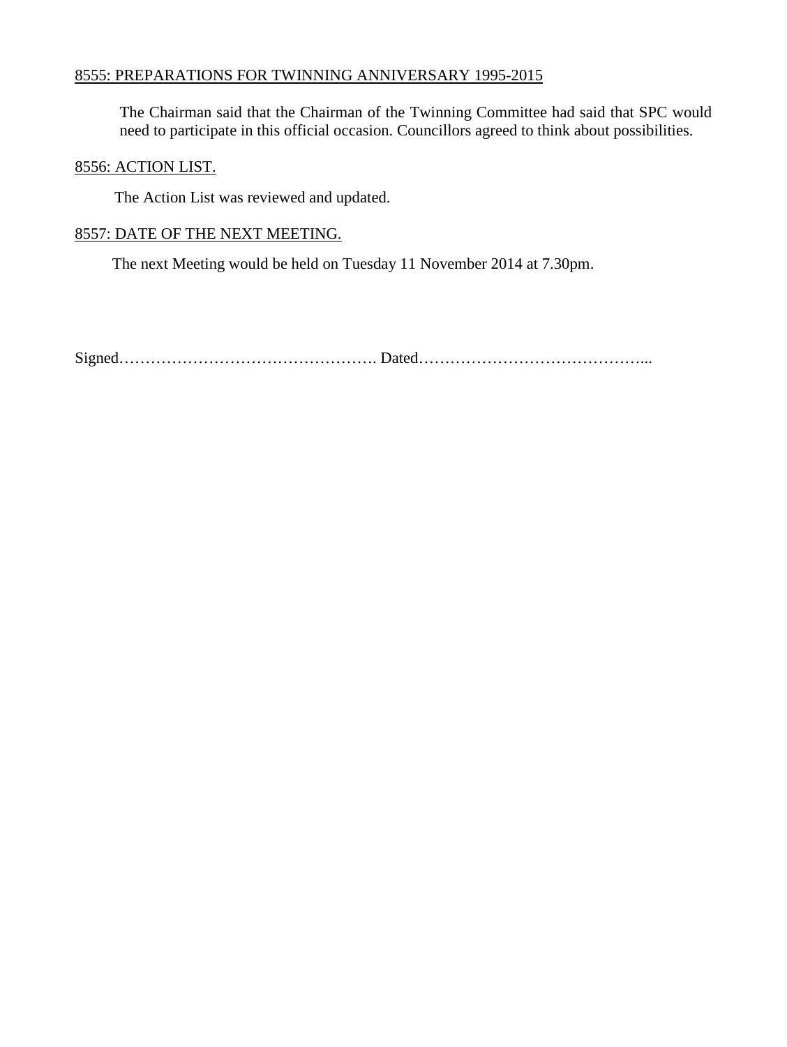8555: PREPARATIONS FOR TWINNING ANNIVERSARY 1995-2015

The Chairman said that the Chairman of the Twinning Committee had said that SPC would need to participate in this official occasion. Councillors agreed to think about possibilities.

8556: ACTION LIST.

The Action List was reviewed and updated.

8557: DATE OF THE NEXT MEETING.

The next Meeting would be held on Tuesday 11 November 2014 at 7.30pm.

Signed…………………………………………. Dated……………………………………...